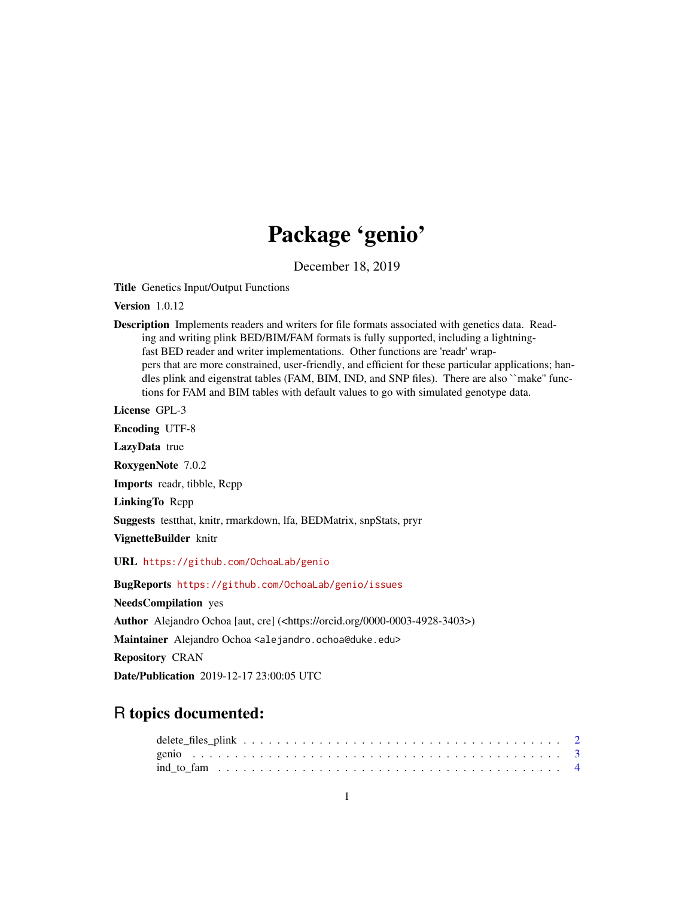# Package 'genio'

December 18, 2019

**Title** Genetics Input/Output Functions

**Version** 1.0.12

**Description** Implements readers and writers for file formats associated with genetics data. Reading and writing plink BED/BIM/FAM formats is fully supported, including a lightning-fast BED reader and writer implementations. Other functions are 'readr' wrappers that are more constrained, user-friendly, and efficient for these particular applications; handles plink and eigenstrat tables (FAM, BIM, IND, and SNP files). There are also ``make'' functions for FAM and BIM tables with default values to go with simulated genotype data.

**License** GPL-3

**Encoding** UTF-8

**LazyData** true

**RoxygenNote** 7.0.2

**Imports** readr, tibble, Rcpp

**LinkingTo** Rcpp

**Suggests** testthat, knitr, rmarkdown, lfa, BEDMatrix, snpStats, pryr

**VignetteBuilder** knitr

**URL** https://github.com/OchoaLab/genio

**BugReports** https://github.com/OchoaLab/genio/issues

**NeedsCompilation** yes

**Author** Alejandro Ochoa [aut, cre] (<https://orcid.org/0000-0003-4928-3403>)

**Maintainer** Alejandro Ochoa <alejandro.ochoa@duke.edu>

**Repository** CRAN

**Date/Publication** 2019-12-17 23:00:05 UTC

## R topics documented:

delete_files_plink . . . . . . . . . . . . . . . . . . . . . . . . . . . . . . . . . . . . . . 2
genio . . . . . . . . . . . . . . . . . . . . . . . . . . . . . . . . . . . . . . . . . . . . 3
ind_to_fam . . . . . . . . . . . . . . . . . . . . . . . . . . . . . . . . . . . . . . . . . 4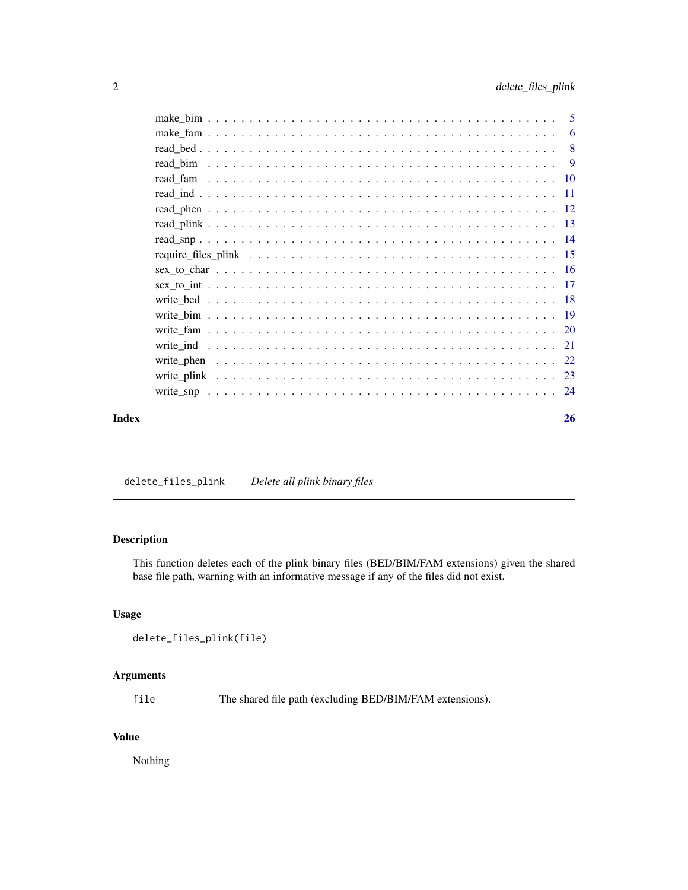make_bim . . . . . . . . . . . . . . . . . . . . . . . . . . . . . . . . . . . . . . . 5
make_fam . . . . . . . . . . . . . . . . . . . . . . . . . . . . . . . . . . . . . . . 6
read_bed . . . . . . . . . . . . . . . . . . . . . . . . . . . . . . . . . . . . . . . 8
read_bim . . . . . . . . . . . . . . . . . . . . . . . . . . . . . . . . . . . . . . . 9
read_fam . . . . . . . . . . . . . . . . . . . . . . . . . . . . . . . . . . . . . . . 10
read_ind . . . . . . . . . . . . . . . . . . . . . . . . . . . . . . . . . . . . . . . 11
read_phen . . . . . . . . . . . . . . . . . . . . . . . . . . . . . . . . . . . . . . . 12
read_plink . . . . . . . . . . . . . . . . . . . . . . . . . . . . . . . . . . . . . . . 13
read_snp . . . . . . . . . . . . . . . . . . . . . . . . . . . . . . . . . . . . . . . 14
require_files_plink . . . . . . . . . . . . . . . . . . . . . . . . . . . . . . . . . 15
sex_to_char . . . . . . . . . . . . . . . . . . . . . . . . . . . . . . . . . . . . . . 16
sex_to_int . . . . . . . . . . . . . . . . . . . . . . . . . . . . . . . . . . . . . . . 17
write_bed . . . . . . . . . . . . . . . . . . . . . . . . . . . . . . . . . . . . . . . 18
write_bim . . . . . . . . . . . . . . . . . . . . . . . . . . . . . . . . . . . . . . . 19
write_fam . . . . . . . . . . . . . . . . . . . . . . . . . . . . . . . . . . . . . . . 20
write_ind . . . . . . . . . . . . . . . . . . . . . . . . . . . . . . . . . . . . . . . 21
write_phen . . . . . . . . . . . . . . . . . . . . . . . . . . . . . . . . . . . . . . 22
write_plink . . . . . . . . . . . . . . . . . . . . . . . . . . . . . . . . . . . . . . 23
write_snp . . . . . . . . . . . . . . . . . . . . . . . . . . . . . . . . . . . . . . . 24

**Index** **26**

---

## delete_files_plink *Delete all plink binary files*

### Description

This function deletes each of the plink binary files (BED/BIM/FAM extensions) given the shared base file path, warning with an informative message if any of the files did not exist.

### Usage

```
delete_files_plink(file)
```

### Arguments

| | |
|---|---|
| `file` | The shared file path (excluding BED/BIM/FAM extensions). |

### Value

Nothing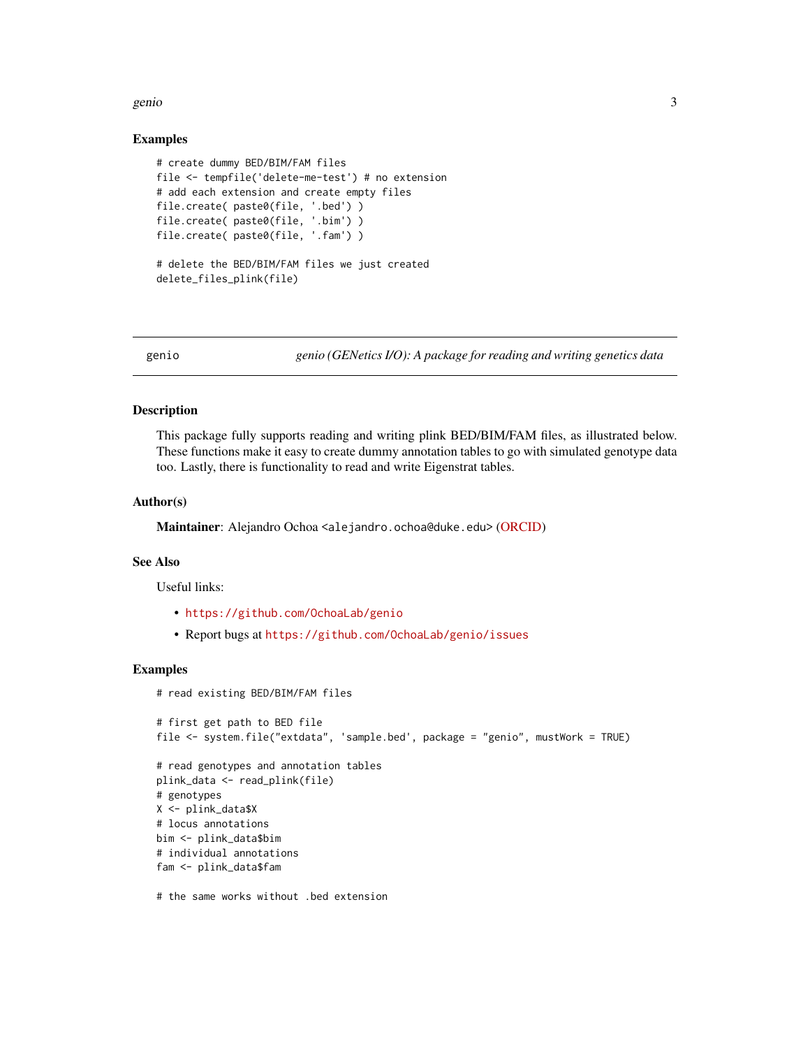### Examples

```
# create dummy BED/BIM/FAM files
file <- tempfile('delete-me-test') # no extension
# add each extension and create empty files
file.create( paste0(file, '.bed') )
file.create( paste0(file, '.bim') )
file.create( paste0(file, '.fam') )

# delete the BED/BIM/FAM files we just created
delete_files_plink(file)
```

## genio — *genio (GENetics I/O): A package for reading and writing genetics data*

### Description

This package fully supports reading and writing plink BED/BIM/FAM files, as illustrated below. These functions make it easy to create dummy annotation tables to go with simulated genotype data too. Lastly, there is functionality to read and write Eigenstrat tables.

### Author(s)

**Maintainer**: Alejandro Ochoa <alejandro.ochoa@duke.edu> (ORCID)

### See Also

Useful links:

- https://github.com/OchoaLab/genio
- Report bugs at https://github.com/OchoaLab/genio/issues

### Examples

```
# read existing BED/BIM/FAM files

# first get path to BED file
file <- system.file("extdata", 'sample.bed', package = "genio", mustWork = TRUE)

# read genotypes and annotation tables
plink_data <- read_plink(file)
# genotypes
X <- plink_data$X
# locus annotations
bim <- plink_data$bim
# individual annotations
fam <- plink_data$fam

# the same works without .bed extension
```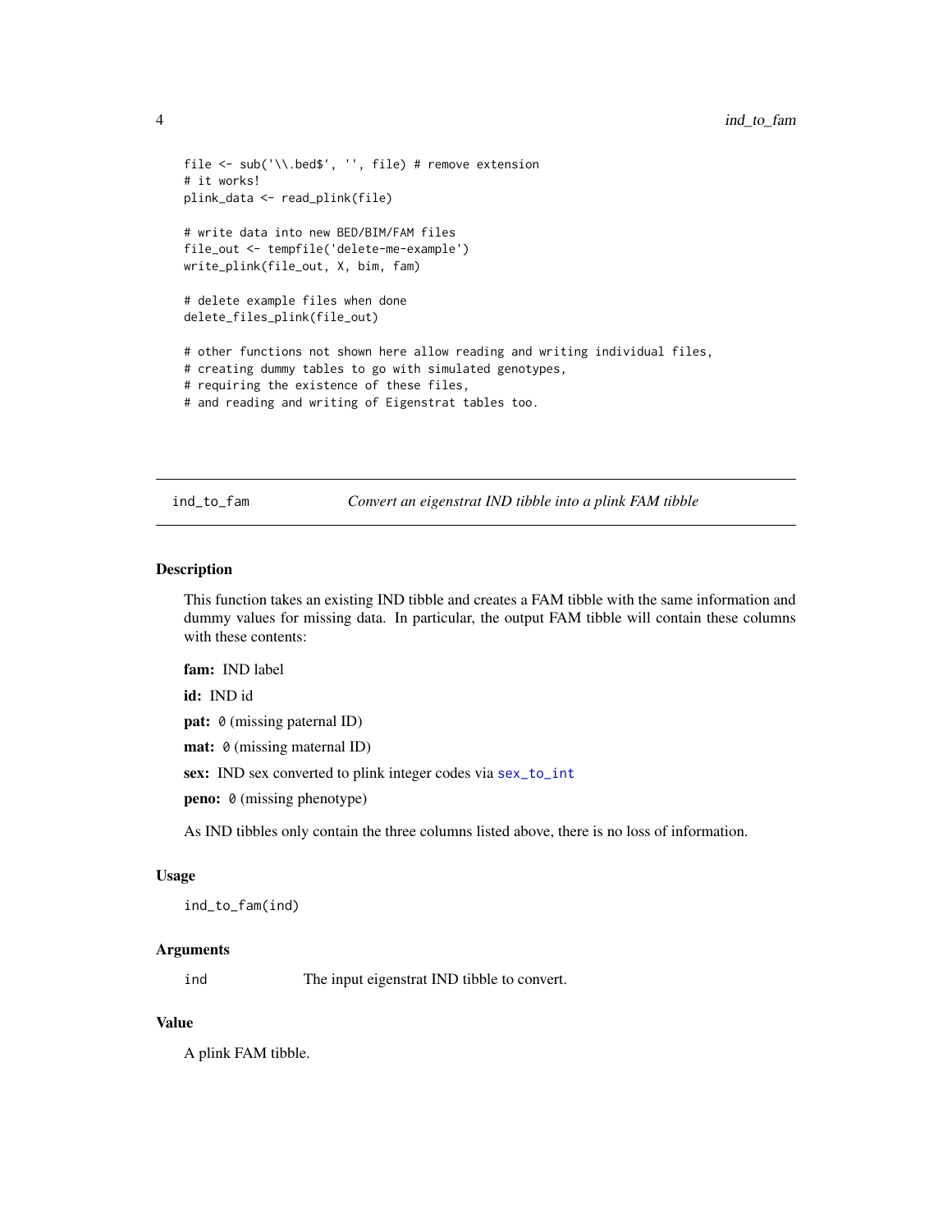```
file <- sub('\\.bed$', '', file) # remove extension
# it works!
plink_data <- read_plink(file)

# write data into new BED/BIM/FAM files
file_out <- tempfile('delete-me-example')
write_plink(file_out, X, bim, fam)

# delete example files when done
delete_files_plink(file_out)

# other functions not shown here allow reading and writing individual files,
# creating dummy tables to go with simulated genotypes,
# requiring the existence of these files,
# and reading and writing of Eigenstrat tables too.
```

---

## ind_to_fam — *Convert an eigenstrat IND tibble into a plink FAM tibble*

### Description

This function takes an existing IND tibble and creates a FAM tibble with the same information and dummy values for missing data. In particular, the output FAM tibble will contain these columns with these contents:

**fam:** IND label

**id:** IND id

**pat:** `0` (missing paternal ID)

**mat:** `0` (missing maternal ID)

**sex:** IND sex converted to plink integer codes via `sex_to_int`

**peno:** `0` (missing phenotype)

As IND tibbles only contain the three columns listed above, there is no loss of information.

### Usage

```
ind_to_fam(ind)
```

### Arguments

| | |
|---|---|
| `ind` | The input eigenstrat IND tibble to convert. |

### Value

A plink FAM tibble.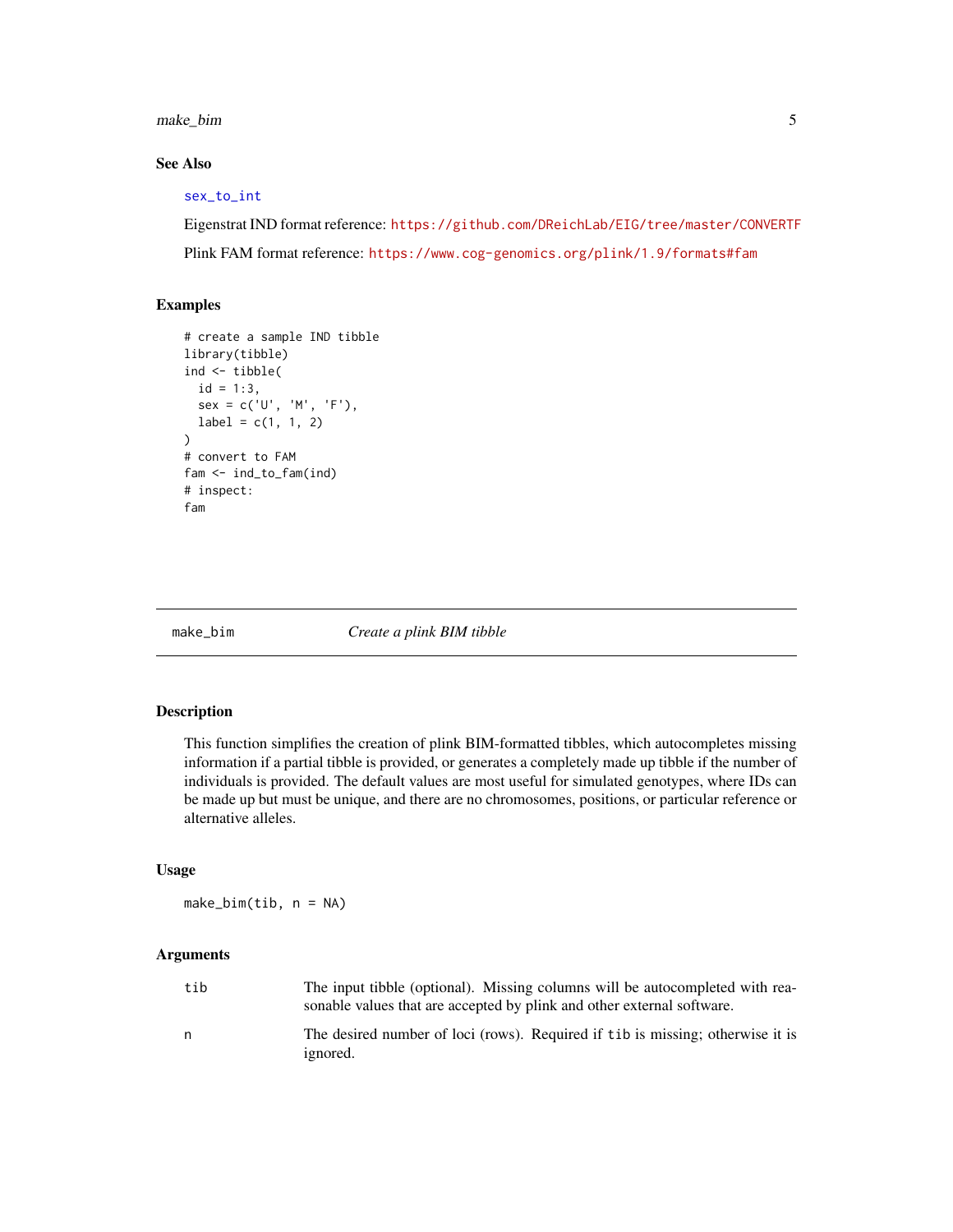## See Also

`sex_to_int`

Eigenstrat IND format reference: https://github.com/DReichLab/EIG/tree/master/CONVERTF

Plink FAM format reference: https://www.cog-genomics.org/plink/1.9/formats#fam

## Examples

```
# create a sample IND tibble
library(tibble)
ind <- tibble(
  id = 1:3,
  sex = c('U', 'M', 'F'),
  label = c(1, 1, 2)
)
# convert to FAM
fam <- ind_to_fam(ind)
# inspect:
fam
```

---

# make_bim — *Create a plink BIM tibble*

## Description

This function simplifies the creation of plink BIM-formatted tibbles, which autocompletes missing information if a partial tibble is provided, or generates a completely made up tibble if the number of individuals is provided. The default values are most useful for simulated genotypes, where IDs can be made up but must be unique, and there are no chromosomes, positions, or particular reference or alternative alleles.

## Usage

```
make_bim(tib, n = NA)
```

## Arguments

| | |
|---|---|
| `tib` | The input tibble (optional). Missing columns will be autocompleted with reasonable values that are accepted by plink and other external software. |
| `n` | The desired number of loci (rows). Required if `tib` is missing; otherwise it is ignored. |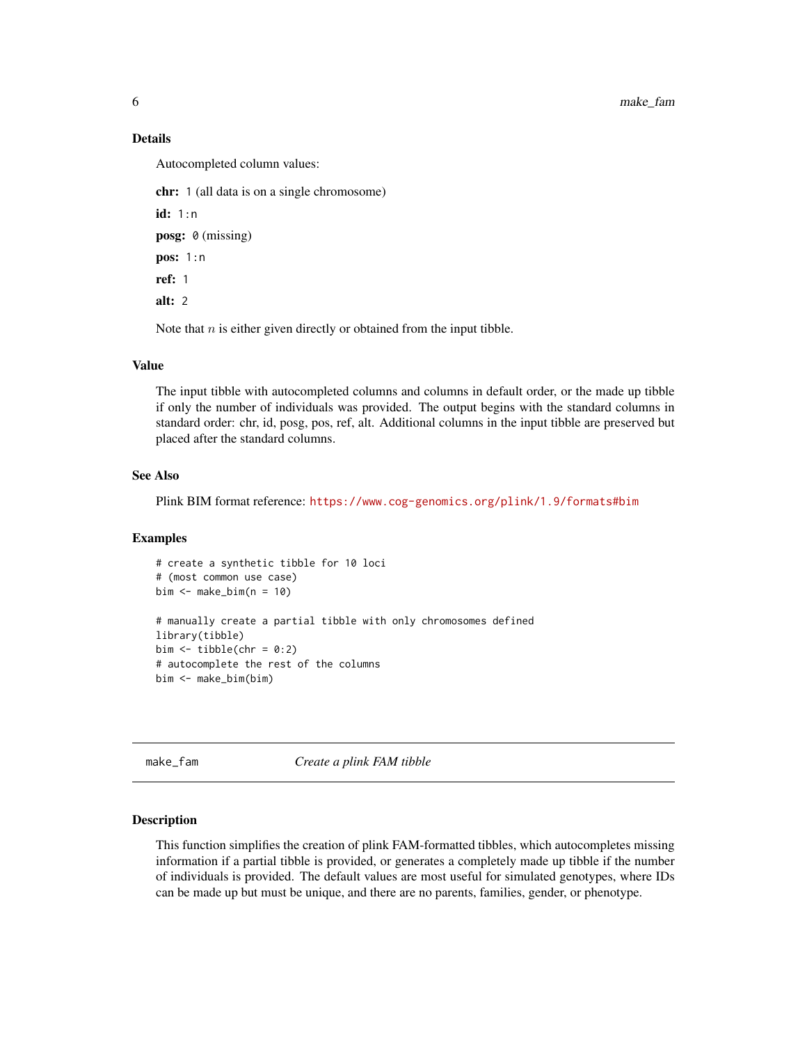### Details

Autocompleted column values:

**chr:** `1` (all data is on a single chromosome)

**id:** `1:n`

**posg:** `0` (missing)

**pos:** `1:n`

**ref:** `1`

**alt:** `2`

Note that $n$ is either given directly or obtained from the input tibble.

### Value

The input tibble with autocompleted columns and columns in default order, or the made up tibble if only the number of individuals was provided. The output begins with the standard columns in standard order: chr, id, posg, pos, ref, alt. Additional columns in the input tibble are preserved but placed after the standard columns.

### See Also

Plink BIM format reference: https://www.cog-genomics.org/plink/1.9/formats#bim

### Examples

```
# create a synthetic tibble for 10 loci
# (most common use case)
bim <- make_bim(n = 10)

# manually create a partial tibble with only chromosomes defined
library(tibble)
bim <- tibble(chr = 0:2)
# autocomplete the rest of the columns
bim <- make_bim(bim)
```

---

## make_fam — *Create a plink FAM tibble*

### Description

This function simplifies the creation of plink FAM-formatted tibbles, which autocompletes missing information if a partial tibble is provided, or generates a completely made up tibble if the number of individuals is provided. The default values are most useful for simulated genotypes, where IDs can be made up but must be unique, and there are no parents, families, gender, or phenotype.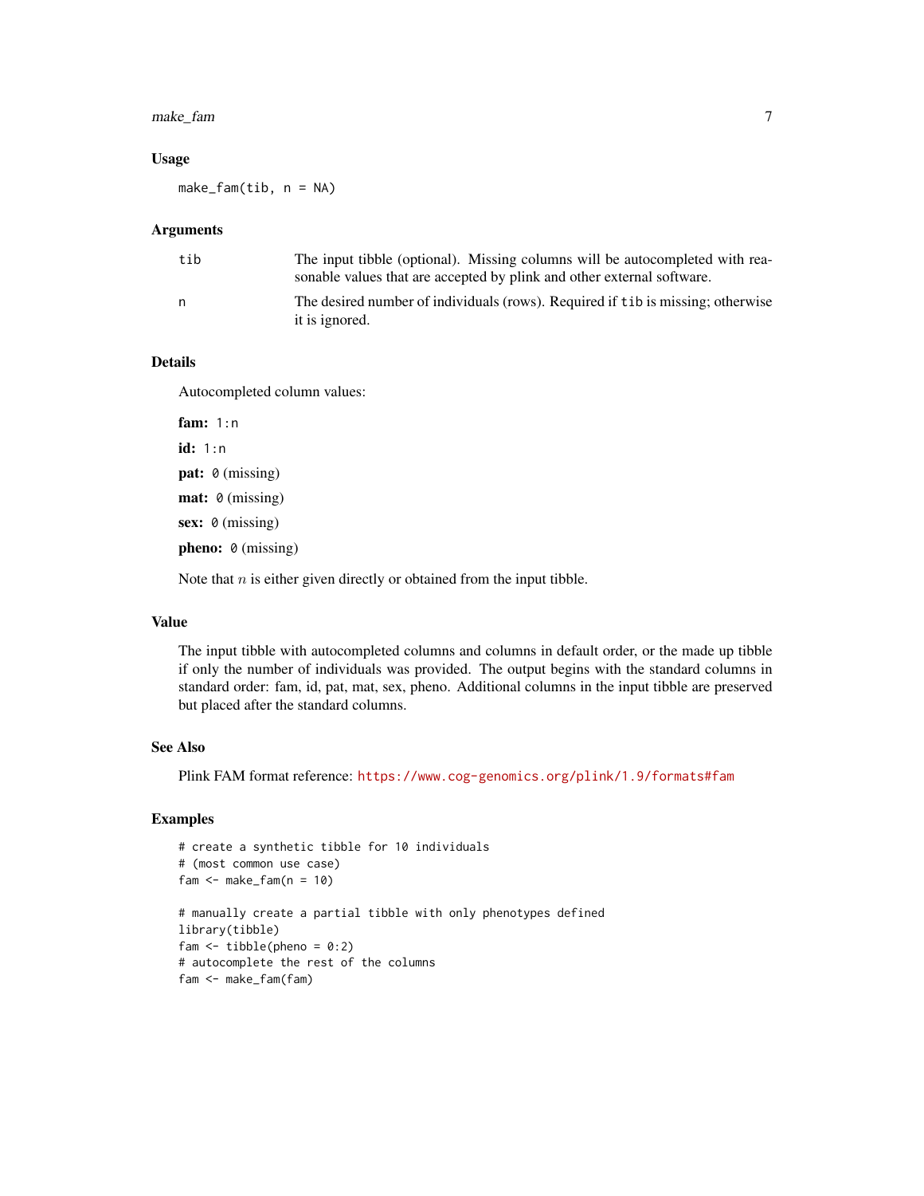### Usage

```
make_fam(tib, n = NA)
```

### Arguments

| | |
|---|---|
| tib | The input tibble (optional). Missing columns will be autocompleted with reasonable values that are accepted by plink and other external software. |
| n | The desired number of individuals (rows). Required if `tib` is missing; otherwise it is ignored. |

### Details

Autocompleted column values:

**fam:** `1:n`

**id:** `1:n`

**pat:** `0` (missing)

**mat:** `0` (missing)

**sex:** `0` (missing)

**pheno:** `0` (missing)

Note that $n$ is either given directly or obtained from the input tibble.

### Value

The input tibble with autocompleted columns and columns in default order, or the made up tibble if only the number of individuals was provided. The output begins with the standard columns in standard order: fam, id, pat, mat, sex, pheno. Additional columns in the input tibble are preserved but placed after the standard columns.

### See Also

Plink FAM format reference: https://www.cog-genomics.org/plink/1.9/formats#fam

### Examples

```
# create a synthetic tibble for 10 individuals
# (most common use case)
fam <- make_fam(n = 10)

# manually create a partial tibble with only phenotypes defined
library(tibble)
fam <- tibble(pheno = 0:2)
# autocomplete the rest of the columns
fam <- make_fam(fam)
```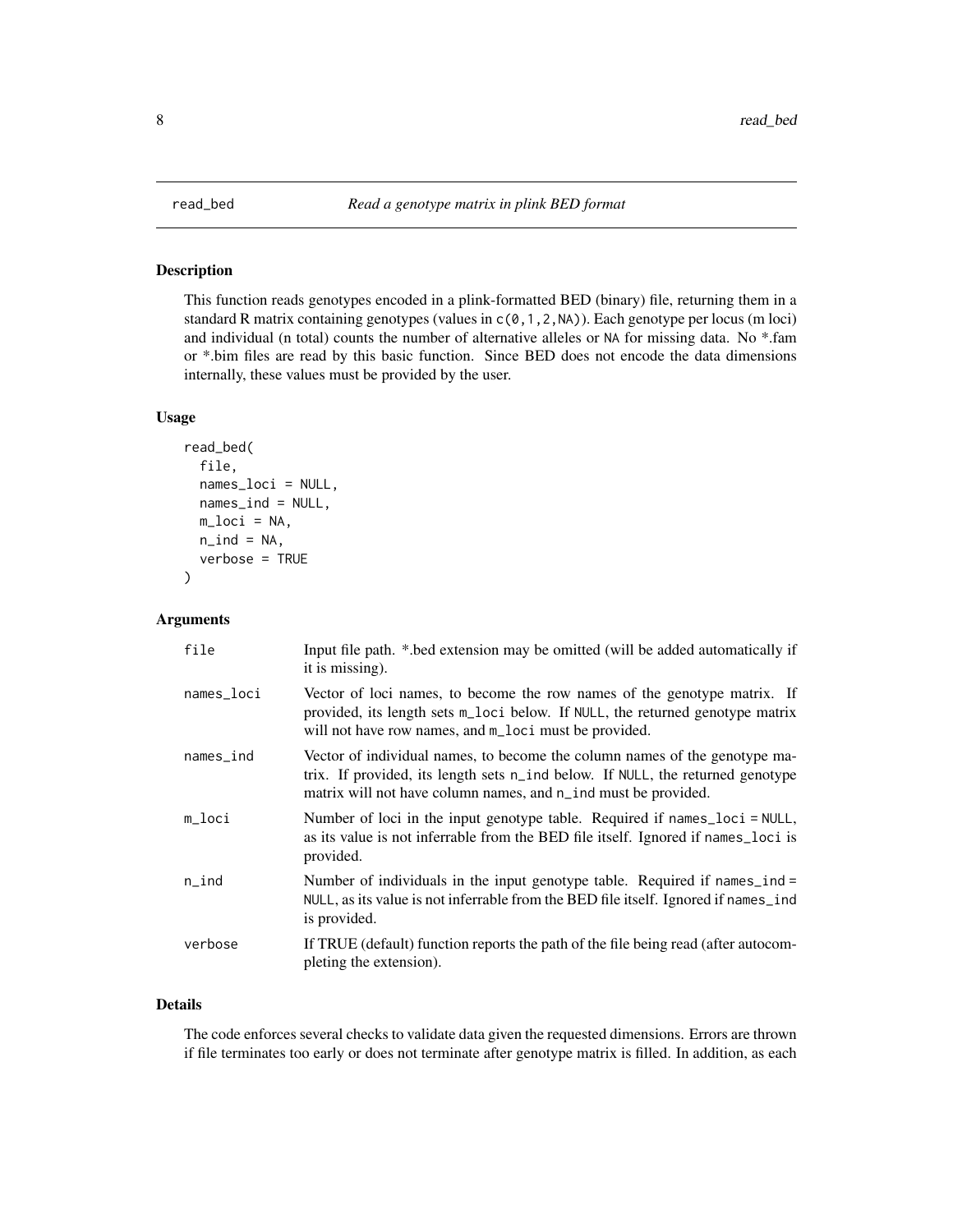# read_bed — *Read a genotype matrix in plink BED format*

## Description

This function reads genotypes encoded in a plink-formatted BED (binary) file, returning them in a standard R matrix containing genotypes (values in `c(0,1,2,NA)`). Each genotype per locus (m loci) and individual (n total) counts the number of alternative alleles or `NA` for missing data. No *.fam or *.bim files are read by this basic function. Since BED does not encode the data dimensions internally, these values must be provided by the user.

## Usage

```
read_bed(
  file,
  names_loci = NULL,
  names_ind = NULL,
  m_loci = NA,
  n_ind = NA,
  verbose = TRUE
)
```

## Arguments

| | |
|---|---|
| `file` | Input file path. *.bed extension may be omitted (will be added automatically if it is missing). |
| `names_loci` | Vector of loci names, to become the row names of the genotype matrix. If provided, its length sets `m_loci` below. If `NULL`, the returned genotype matrix will not have row names, and `m_loci` must be provided. |
| `names_ind` | Vector of individual names, to become the column names of the genotype matrix. If provided, its length sets `n_ind` below. If `NULL`, the returned genotype matrix will not have column names, and `n_ind` must be provided. |
| `m_loci` | Number of loci in the input genotype table. Required if `names_loci = NULL`, as its value is not inferrable from the BED file itself. Ignored if `names_loci` is provided. |
| `n_ind` | Number of individuals in the input genotype table. Required if `names_ind = NULL`, as its value is not inferrable from the BED file itself. Ignored if `names_ind` is provided. |
| `verbose` | If TRUE (default) function reports the path of the file being read (after autocompleting the extension). |

## Details

The code enforces several checks to validate data given the requested dimensions. Errors are thrown if file terminates too early or does not terminate after genotype matrix is filled. In addition, as each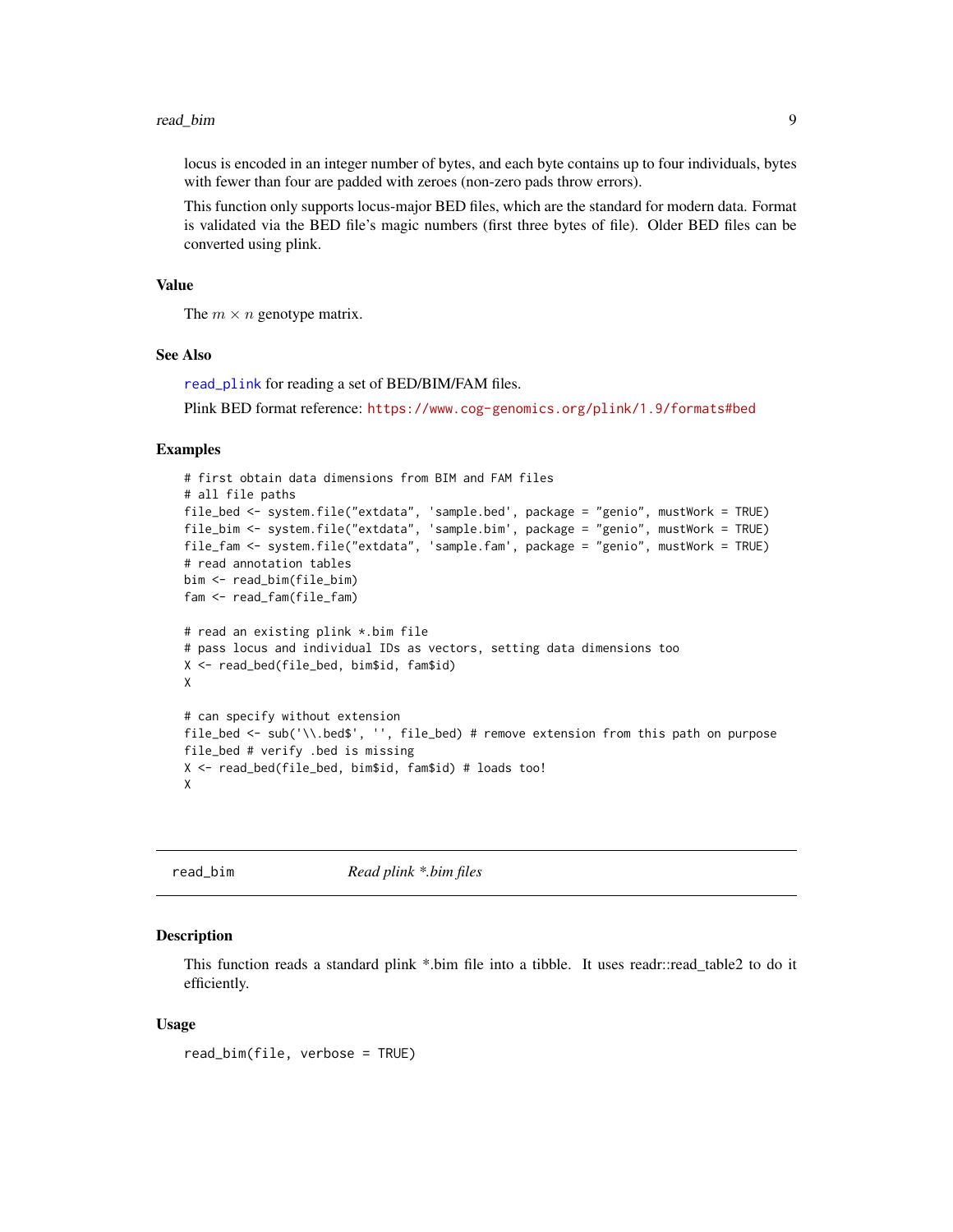locus is encoded in an integer number of bytes, and each byte contains up to four individuals, bytes with fewer than four are padded with zeroes (non-zero pads throw errors).

This function only supports locus-major BED files, which are the standard for modern data. Format is validated via the BED file's magic numbers (first three bytes of file). Older BED files can be converted using plink.

### Value

The $m \times n$ genotype matrix.

### See Also

read_plink for reading a set of BED/BIM/FAM files.

Plink BED format reference: https://www.cog-genomics.org/plink/1.9/formats#bed

### Examples

```
# first obtain data dimensions from BIM and FAM files
# all file paths
file_bed <- system.file("extdata", 'sample.bed', package = "genio", mustWork = TRUE)
file_bim <- system.file("extdata", 'sample.bim', package = "genio", mustWork = TRUE)
file_fam <- system.file("extdata", 'sample.fam', package = "genio", mustWork = TRUE)
# read annotation tables
bim <- read_bim(file_bim)
fam <- read_fam(file_fam)

# read an existing plink *.bim file
# pass locus and individual IDs as vectors, setting data dimensions too
X <- read_bed(file_bed, bim$id, fam$id)
X

# can specify without extension
file_bed <- sub('\\.bed$', '', file_bed) # remove extension from this path on purpose
file_bed # verify .bed is missing
X <- read_bed(file_bed, bim$id, fam$id) # loads too!
X
```

---

## read_bim — *Read plink *.bim files*

### Description

This function reads a standard plink *.bim file into a tibble. It uses readr::read_table2 to do it efficiently.

### Usage

```
read_bim(file, verbose = TRUE)
```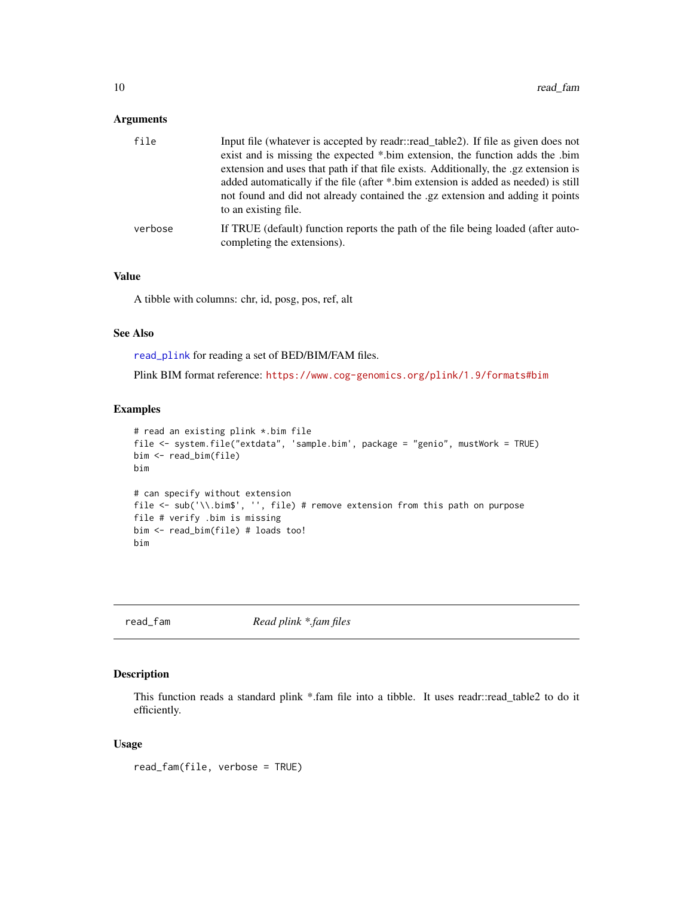### Arguments

| | |
|---|---|
| `file` | Input file (whatever is accepted by readr::read_table2). If file as given does not exist and is missing the expected *.bim extension, the function adds the .bim extension and uses that path if that file exists. Additionally, the .gz extension is added automatically if the file (after *.bim extension is added as needed) is still not found and did not already contained the .gz extension and adding it points to an existing file. |
| `verbose` | If TRUE (default) function reports the path of the file being loaded (after auto-completing the extensions). |

### Value

A tibble with columns: chr, id, posg, pos, ref, alt

### See Also

`read_plink` for reading a set of BED/BIM/FAM files.

Plink BIM format reference: https://www.cog-genomics.org/plink/1.9/formats#bim

### Examples

```
# read an existing plink *.bim file
file <- system.file("extdata", 'sample.bim', package = "genio", mustWork = TRUE)
bim <- read_bim(file)
bim

# can specify without extension
file <- sub('\\.bim$', '', file) # remove extension from this path on purpose
file # verify .bim is missing
bim <- read_bim(file) # loads too!
bim
```

---

## read_fam — *Read plink *.fam files*

### Description

This function reads a standard plink *.fam file into a tibble. It uses readr::read_table2 to do it efficiently.

### Usage

```
read_fam(file, verbose = TRUE)
```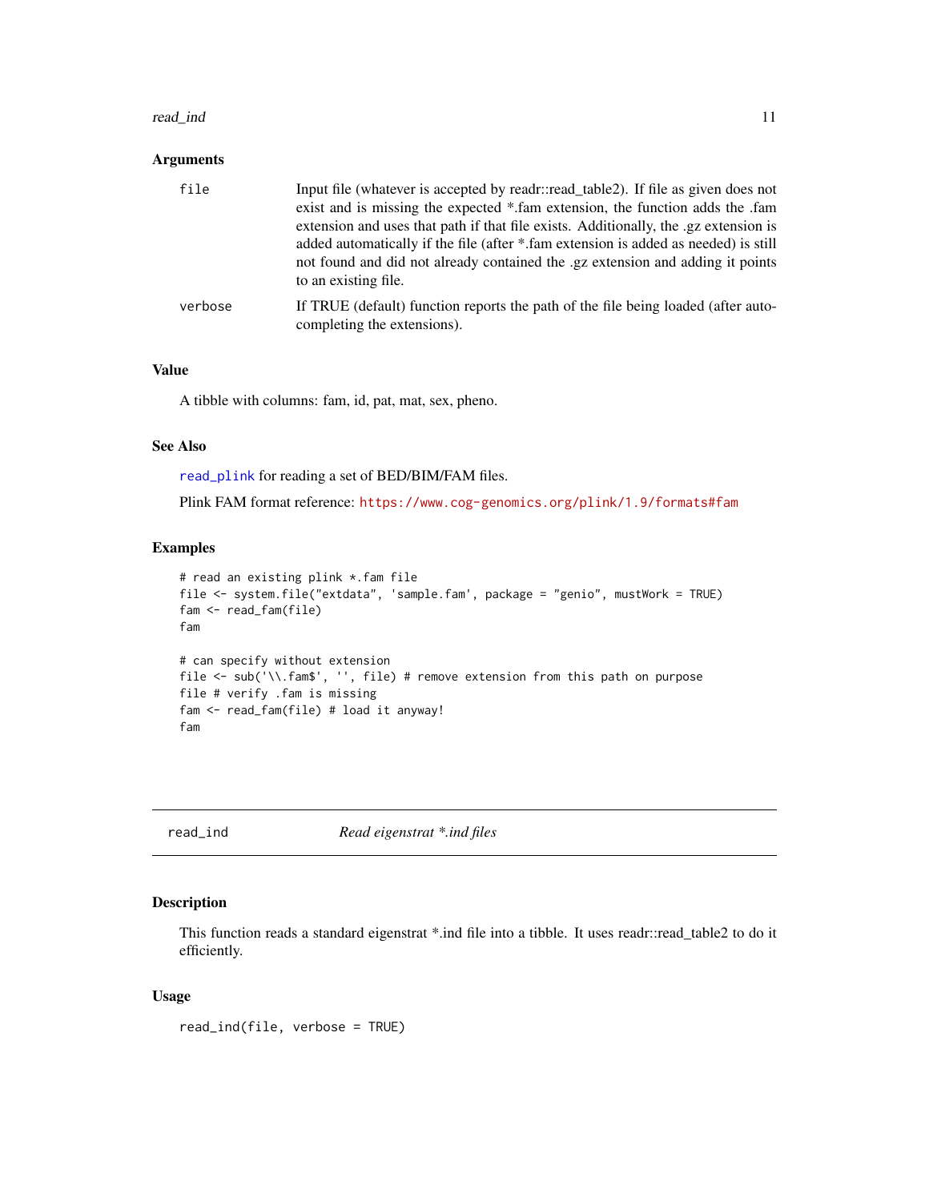### Arguments

| | |
|---|---|
| file | Input file (whatever is accepted by readr::read_table2). If file as given does not exist and is missing the expected *.fam extension, the function adds the .fam extension and uses that path if that file exists. Additionally, the .gz extension is added automatically if the file (after *.fam extension is added as needed) is still not found and did not already contained the .gz extension and adding it points to an existing file. |
| verbose | If TRUE (default) function reports the path of the file being loaded (after autocompleting the extensions). |

### Value

A tibble with columns: fam, id, pat, mat, sex, pheno.

### See Also

read_plink for reading a set of BED/BIM/FAM files.

Plink FAM format reference: https://www.cog-genomics.org/plink/1.9/formats#fam

### Examples

```
# read an existing plink *.fam file
file <- system.file("extdata", 'sample.fam', package = "genio", mustWork = TRUE)
fam <- read_fam(file)
fam

# can specify without extension
file <- sub('\\.fam$', '', file) # remove extension from this path on purpose
file # verify .fam is missing
fam <- read_fam(file) # load it anyway!
fam
```

---

## read_ind — *Read eigenstrat *.ind files*

### Description

This function reads a standard eigenstrat *.ind file into a tibble. It uses readr::read_table2 to do it efficiently.

### Usage

```
read_ind(file, verbose = TRUE)
```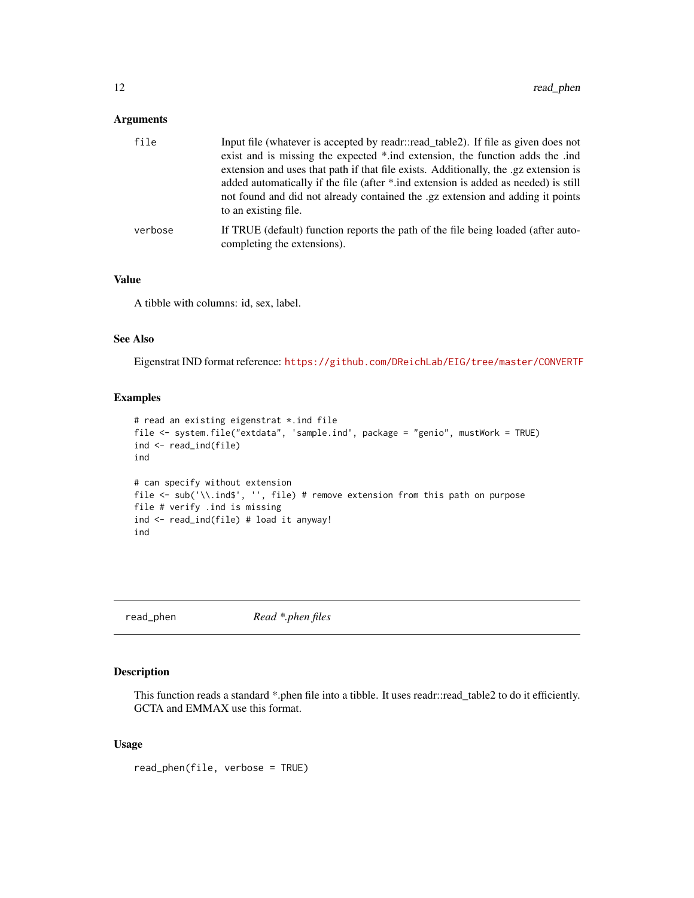### Arguments

| | |
|---|---|
| `file` | Input file (whatever is accepted by readr::read_table2). If file as given does not exist and is missing the expected *.ind extension, the function adds the .ind extension and uses that path if that file exists. Additionally, the .gz extension is added automatically if the file (after *.ind extension is added as needed) is still not found and did not already contained the .gz extension and adding it points to an existing file. |
| `verbose` | If TRUE (default) function reports the path of the file being loaded (after auto-completing the extensions). |

### Value

A tibble with columns: id, sex, label.

### See Also

Eigenstrat IND format reference: https://github.com/DReichLab/EIG/tree/master/CONVERTF

### Examples

```
# read an existing eigenstrat *.ind file
file <- system.file("extdata", 'sample.ind', package = "genio", mustWork = TRUE)
ind <- read_ind(file)
ind

# can specify without extension
file <- sub('\\.ind$', '', file) # remove extension from this path on purpose
file # verify .ind is missing
ind <- read_ind(file) # load it anyway!
ind
```

---

## read_phen    *Read *.phen files*

### Description

This function reads a standard *.phen file into a tibble. It uses readr::read_table2 to do it efficiently. GCTA and EMMAX use this format.

### Usage

```
read_phen(file, verbose = TRUE)
```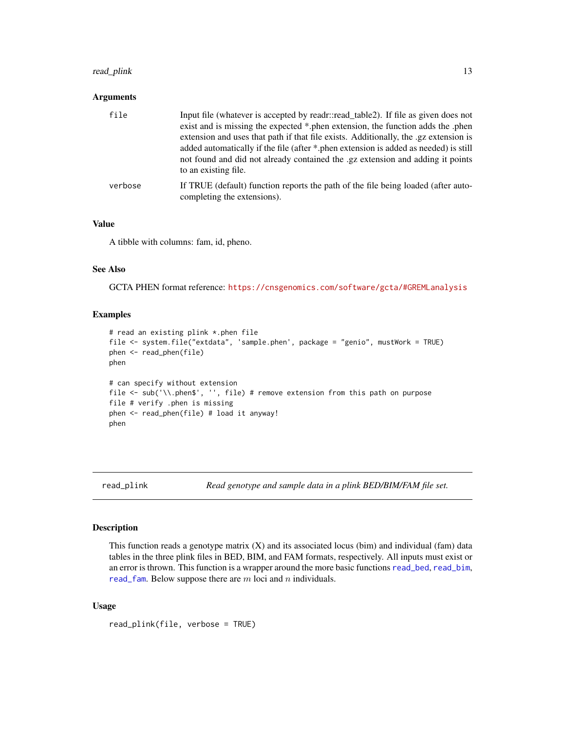### Arguments

| | |
|---|---|
| file | Input file (whatever is accepted by readr::read_table2). If file as given does not exist and is missing the expected *.phen extension, the function adds the .phen extension and uses that path if that file exists. Additionally, the .gz extension is added automatically if the file (after *.phen extension is added as needed) is still not found and did not already contained the .gz extension and adding it points to an existing file. |
| verbose | If TRUE (default) function reports the path of the file being loaded (after auto-completing the extensions). |

### Value

A tibble with columns: fam, id, pheno.

### See Also

GCTA PHEN format reference: https://cnsgenomics.com/software/gcta/#GREMLanalysis

### Examples

```
# read an existing plink *.phen file
file <- system.file("extdata", 'sample.phen', package = "genio", mustWork = TRUE)
phen <- read_phen(file)
phen

# can specify without extension
file <- sub('\\.phen$', '', file) # remove extension from this path on purpose
file # verify .phen is missing
phen <- read_phen(file) # load it anyway!
phen
```

## read_plink — *Read genotype and sample data in a plink BED/BIM/FAM file set.*

### Description

This function reads a genotype matrix (X) and its associated locus (bim) and individual (fam) data tables in the three plink files in BED, BIM, and FAM formats, respectively. All inputs must exist or an error is thrown. This function is a wrapper around the more basic functions read_bed, read_bim, read_fam. Below suppose there are $m$ loci and $n$ individuals.

### Usage

```
read_plink(file, verbose = TRUE)
```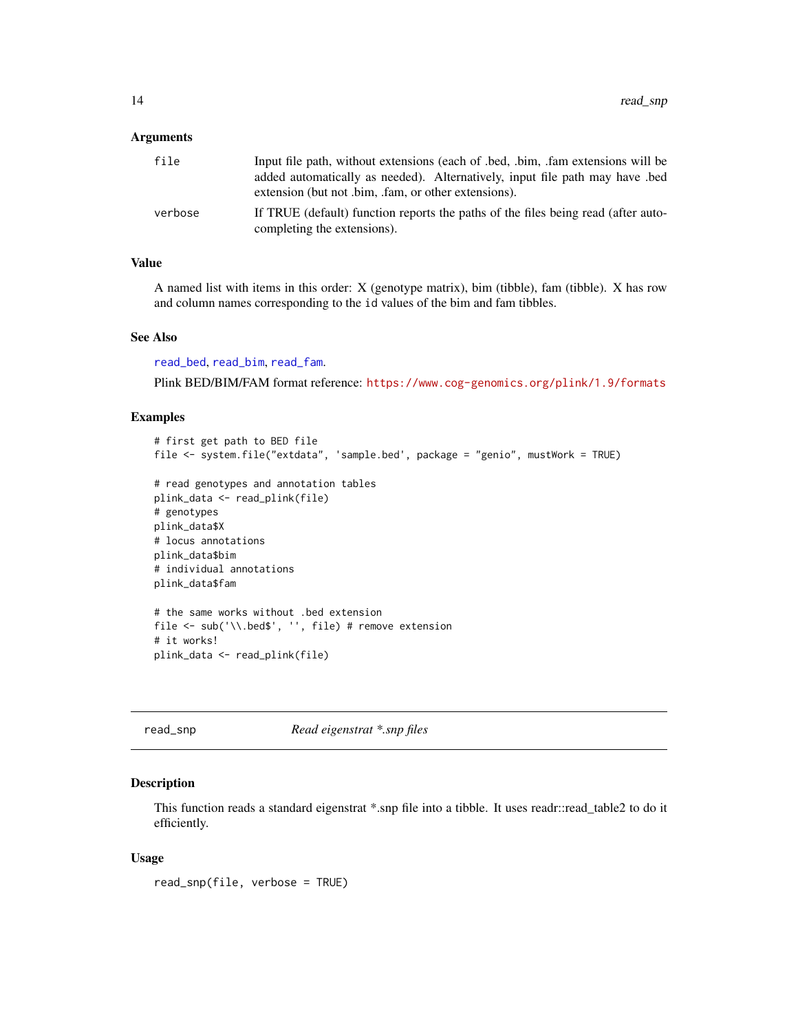### Arguments

| | |
|---|---|
| `file` | Input file path, without extensions (each of .bed, .bim, .fam extensions will be added automatically as needed). Alternatively, input file path may have .bed extension (but not .bim, .fam, or other extensions). |
| `verbose` | If TRUE (default) function reports the paths of the files being read (after autocompleting the extensions). |

### Value

A named list with items in this order: X (genotype matrix), bim (tibble), fam (tibble). X has row and column names corresponding to the `id` values of the bim and fam tibbles.

### See Also

`read_bed`, `read_bim`, `read_fam`.

Plink BED/BIM/FAM format reference: `https://www.cog-genomics.org/plink/1.9/formats`

### Examples

```
# first get path to BED file
file <- system.file("extdata", 'sample.bed', package = "genio", mustWork = TRUE)

# read genotypes and annotation tables
plink_data <- read_plink(file)
# genotypes
plink_data$X
# locus annotations
plink_data$bim
# individual annotations
plink_data$fam

# the same works without .bed extension
file <- sub('\\.bed$', '', file) # remove extension
# it works!
plink_data <- read_plink(file)
```

---

## read_snp &nbsp;&nbsp;&nbsp; *Read eigenstrat *.snp files*

---

### Description

This function reads a standard eigenstrat *.snp file into a tibble. It uses readr::read_table2 to do it efficiently.

### Usage

```
read_snp(file, verbose = TRUE)
```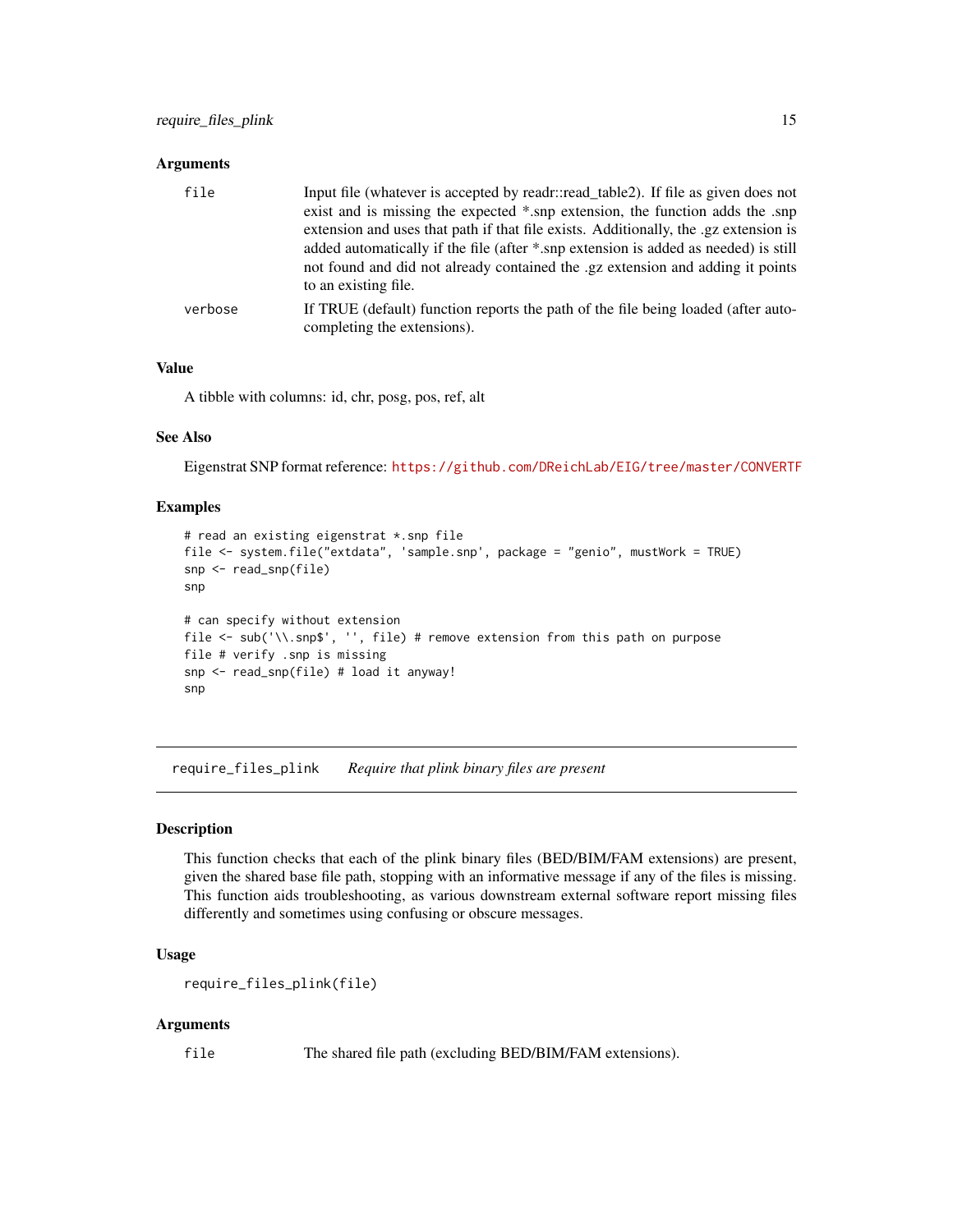### Arguments

- `file` — Input file (whatever is accepted by readr::read_table2). If file as given does not exist and is missing the expected *.snp extension, the function adds the .snp extension and uses that path if that file exists. Additionally, the .gz extension is added automatically if the file (after *.snp extension is added as needed) is still not found and did not already contained the .gz extension and adding it points to an existing file.
- `verbose` — If TRUE (default) function reports the path of the file being loaded (after autocompleting the extensions).

### Value

A tibble with columns: id, chr, posg, pos, ref, alt

### See Also

Eigenstrat SNP format reference: https://github.com/DReichLab/EIG/tree/master/CONVERTF

### Examples

```
# read an existing eigenstrat *.snp file
file <- system.file("extdata", 'sample.snp', package = "genio", mustWork = TRUE)
snp <- read_snp(file)
snp

# can specify without extension
file <- sub('\\.snp$', '', file) # remove extension from this path on purpose
file # verify .snp is missing
snp <- read_snp(file) # load it anyway!
snp
```

---

## require_files_plink — *Require that plink binary files are present*

### Description

This function checks that each of the plink binary files (BED/BIM/FAM extensions) are present, given the shared base file path, stopping with an informative message if any of the files is missing. This function aids troubleshooting, as various downstream external software report missing files differently and sometimes using confusing or obscure messages.

### Usage

```
require_files_plink(file)
```

### Arguments

- `file` — The shared file path (excluding BED/BIM/FAM extensions).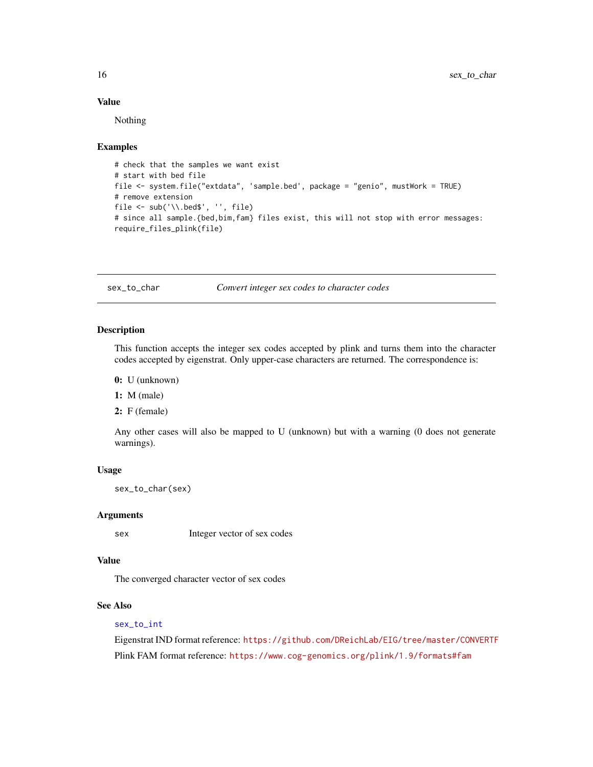### Value

Nothing

### Examples

```
# check that the samples we want exist
# start with bed file
file <- system.file("extdata", 'sample.bed', package = "genio", mustWork = TRUE)
# remove extension
file <- sub('\\.bed$', '', file)
# since all sample.{bed,bim,fam} files exist, this will not stop with error messages:
require_files_plink(file)
```

---

## sex_to_char — *Convert integer sex codes to character codes*

### Description

This function accepts the integer sex codes accepted by plink and turns them into the character codes accepted by eigenstrat. Only upper-case characters are returned. The correspondence is:

- **0:** U (unknown)
- **1:** M (male)
- **2:** F (female)

Any other cases will also be mapped to U (unknown) but with a warning (0 does not generate warnings).

### Usage

```
sex_to_char(sex)
```

### Arguments

| | |
|---|---|
| sex | Integer vector of sex codes |

### Value

The converged character vector of sex codes

### See Also

sex_to_int

Eigenstrat IND format reference: https://github.com/DReichLab/EIG/tree/master/CONVERTF

Plink FAM format reference: https://www.cog-genomics.org/plink/1.9/formats#fam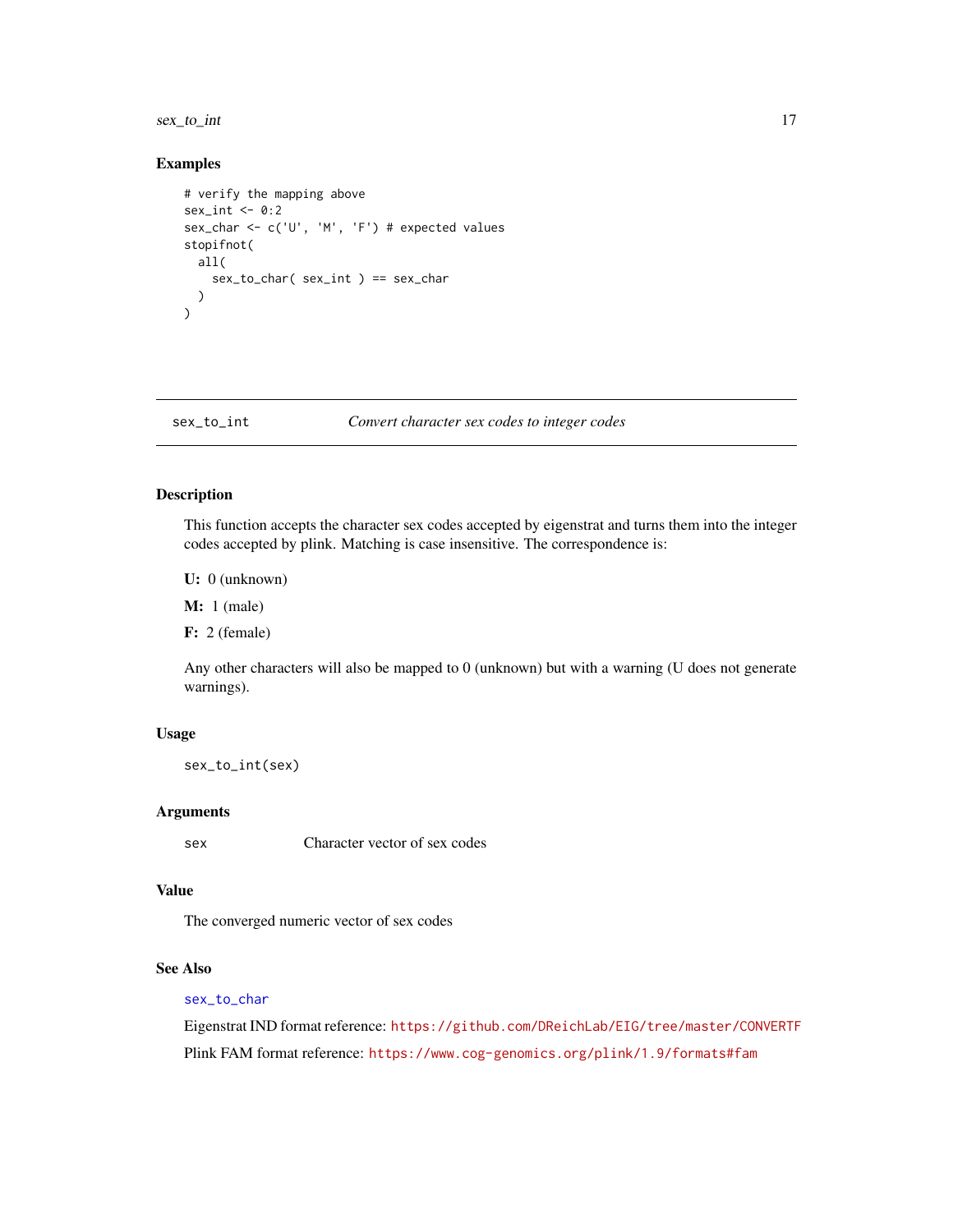## Examples

```
# verify the mapping above
sex_int <- 0:2
sex_char <- c('U', 'M', 'F') # expected values
stopifnot(
  all(
    sex_to_char( sex_int ) == sex_char
  )
)
```

---

## sex_to_int — *Convert character sex codes to integer codes*

---

### Description

This function accepts the character sex codes accepted by eigenstrat and turns them into the integer codes accepted by plink. Matching is case insensitive. The correspondence is:

**U:** 0 (unknown)

**M:** 1 (male)

**F:** 2 (female)

Any other characters will also be mapped to 0 (unknown) but with a warning (U does not generate warnings).

### Usage

```
sex_to_int(sex)
```

### Arguments

| | |
|---|---|
| `sex` | Character vector of sex codes |

### Value

The converged numeric vector of sex codes

### See Also

`sex_to_char`

Eigenstrat IND format reference: https://github.com/DReichLab/EIG/tree/master/CONVERTF

Plink FAM format reference: https://www.cog-genomics.org/plink/1.9/formats#fam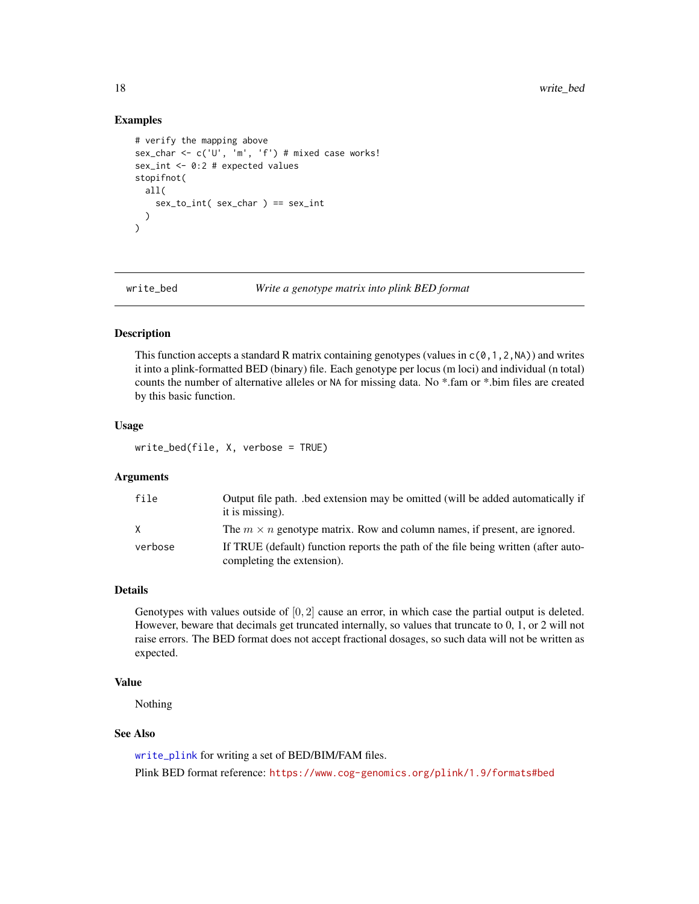### Examples

```
# verify the mapping above
sex_char <- c('U', 'm', 'f') # mixed case works!
sex_int <- 0:2 # expected values
stopifnot(
  all(
    sex_to_int( sex_char ) == sex_int
  )
)
```

---

## write_bed — *Write a genotype matrix into plink BED format*

---

### Description

This function accepts a standard R matrix containing genotypes (values in `c(0,1,2,NA)`) and writes it into a plink-formatted BED (binary) file. Each genotype per locus (m loci) and individual (n total) counts the number of alternative alleles or `NA` for missing data. No *.fam or *.bim files are created by this basic function.

### Usage

```
write_bed(file, X, verbose = TRUE)
```

### Arguments

| | |
|---|---|
| `file` | Output file path. .bed extension may be omitted (will be added automatically if it is missing). |
| `X` | The $m \times n$ genotype matrix. Row and column names, if present, are ignored. |
| `verbose` | If TRUE (default) function reports the path of the file being written (after autocompleting the extension). |

### Details

Genotypes with values outside of $[0, 2]$ cause an error, in which case the partial output is deleted. However, beware that decimals get truncated internally, so values that truncate to 0, 1, or 2 will not raise errors. The BED format does not accept fractional dosages, so such data will not be written as expected.

### Value

Nothing

### See Also

`write_plink` for writing a set of BED/BIM/FAM files.

Plink BED format reference: `https://www.cog-genomics.org/plink/1.9/formats#bed`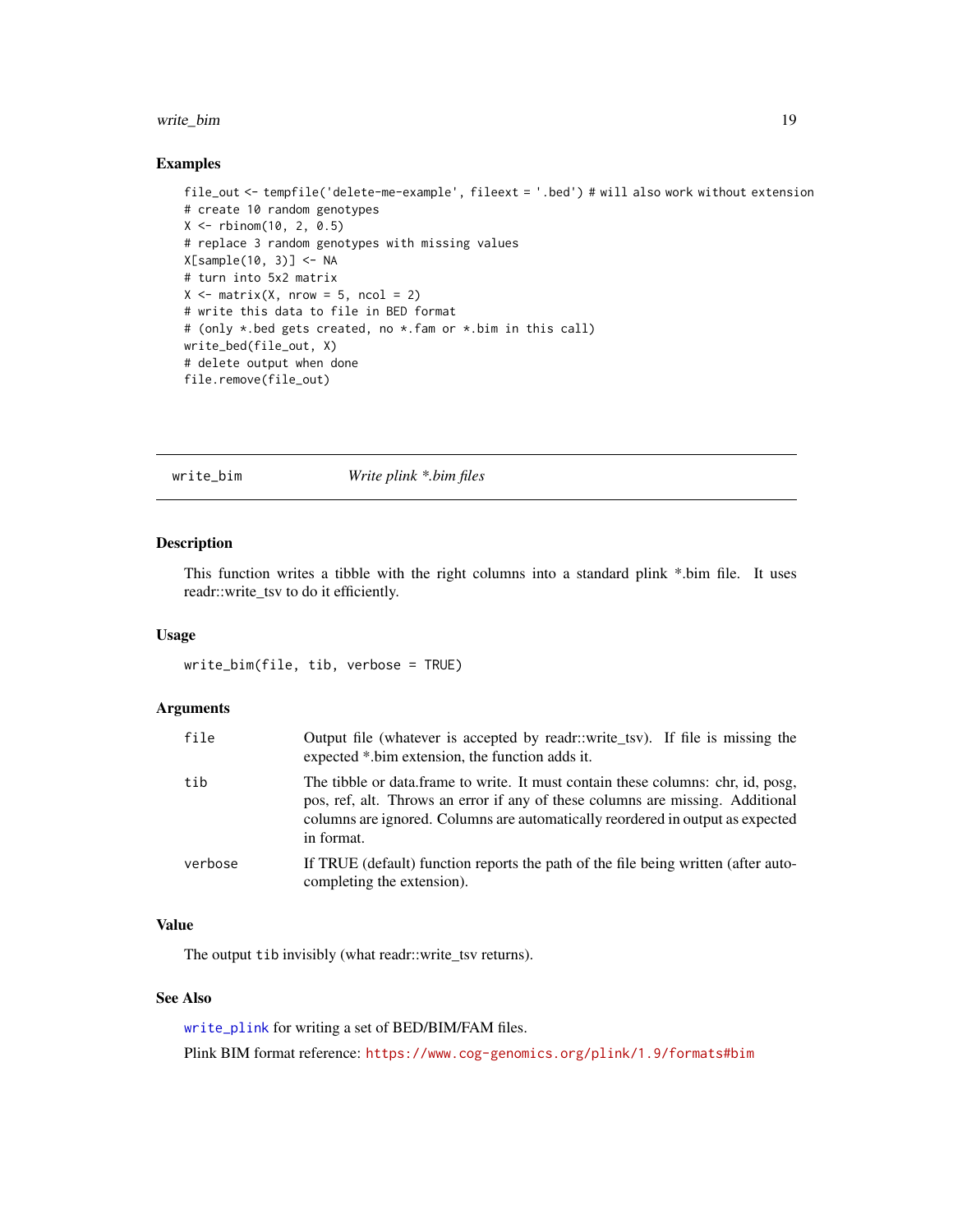## Examples

```
file_out <- tempfile('delete-me-example', fileext = '.bed') # will also work without extension
# create 10 random genotypes
X <- rbinom(10, 2, 0.5)
# replace 3 random genotypes with missing values
X[sample(10, 3)] <- NA
# turn into 5x2 matrix
X <- matrix(X, nrow = 5, ncol = 2)
# write this data to file in BED format
# (only *.bed gets created, no *.fam or *.bim in this call)
write_bed(file_out, X)
# delete output when done
file.remove(file_out)
```

---

# write_bim — *Write plink *.bim files*

---

## Description

This function writes a tibble with the right columns into a standard plink *.bim file. It uses readr::write_tsv to do it efficiently.

## Usage

```
write_bim(file, tib, verbose = TRUE)
```

## Arguments

| | |
|---|---|
| file | Output file (whatever is accepted by readr::write_tsv). If file is missing the expected *.bim extension, the function adds it. |
| tib | The tibble or data.frame to write. It must contain these columns: chr, id, posg, pos, ref, alt. Throws an error if any of these columns are missing. Additional columns are ignored. Columns are automatically reordered in output as expected in format. |
| verbose | If TRUE (default) function reports the path of the file being written (after autocompleting the extension). |

## Value

The output `tib` invisibly (what readr::write_tsv returns).

## See Also

`write_plink` for writing a set of BED/BIM/FAM files.

Plink BIM format reference: `https://www.cog-genomics.org/plink/1.9/formats#bim`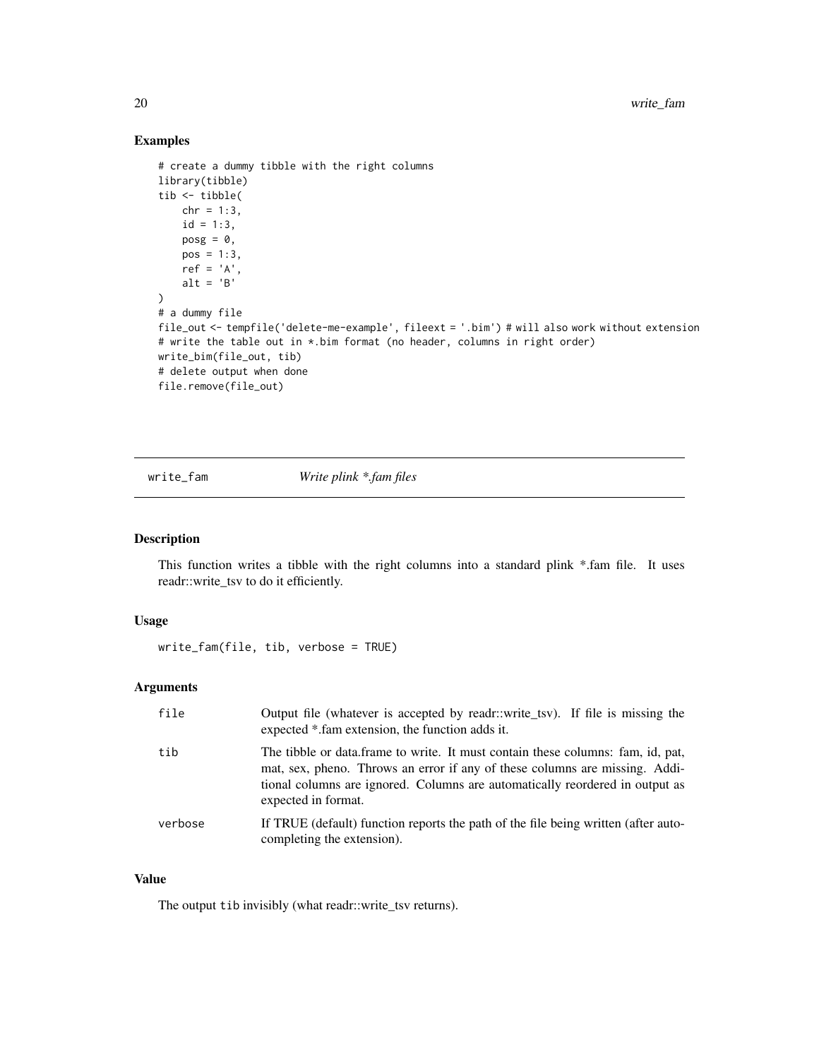## Examples

```
# create a dummy tibble with the right columns
library(tibble)
tib <- tibble(
    chr = 1:3,
    id = 1:3,
    posg = 0,
    pos = 1:3,
    ref = 'A',
    alt = 'B'
)
# a dummy file
file_out <- tempfile('delete-me-example', fileext = '.bim') # will also work without extension
# write the table out in *.bim format (no header, columns in right order)
write_bim(file_out, tib)
# delete output when done
file.remove(file_out)
```

---

# write_fam — *Write plink *.fam files*

## Description

This function writes a tibble with the right columns into a standard plink *.fam file. It uses readr::write_tsv to do it efficiently.

## Usage

```
write_fam(file, tib, verbose = TRUE)
```

## Arguments

| | |
|---|---|
| file | Output file (whatever is accepted by readr::write_tsv). If file is missing the expected *.fam extension, the function adds it. |
| tib | The tibble or data.frame to write. It must contain these columns: fam, id, pat, mat, sex, pheno. Throws an error if any of these columns are missing. Additional columns are ignored. Columns are automatically reordered in output as expected in format. |
| verbose | If TRUE (default) function reports the path of the file being written (after autocompleting the extension). |

## Value

The output `tib` invisibly (what readr::write_tsv returns).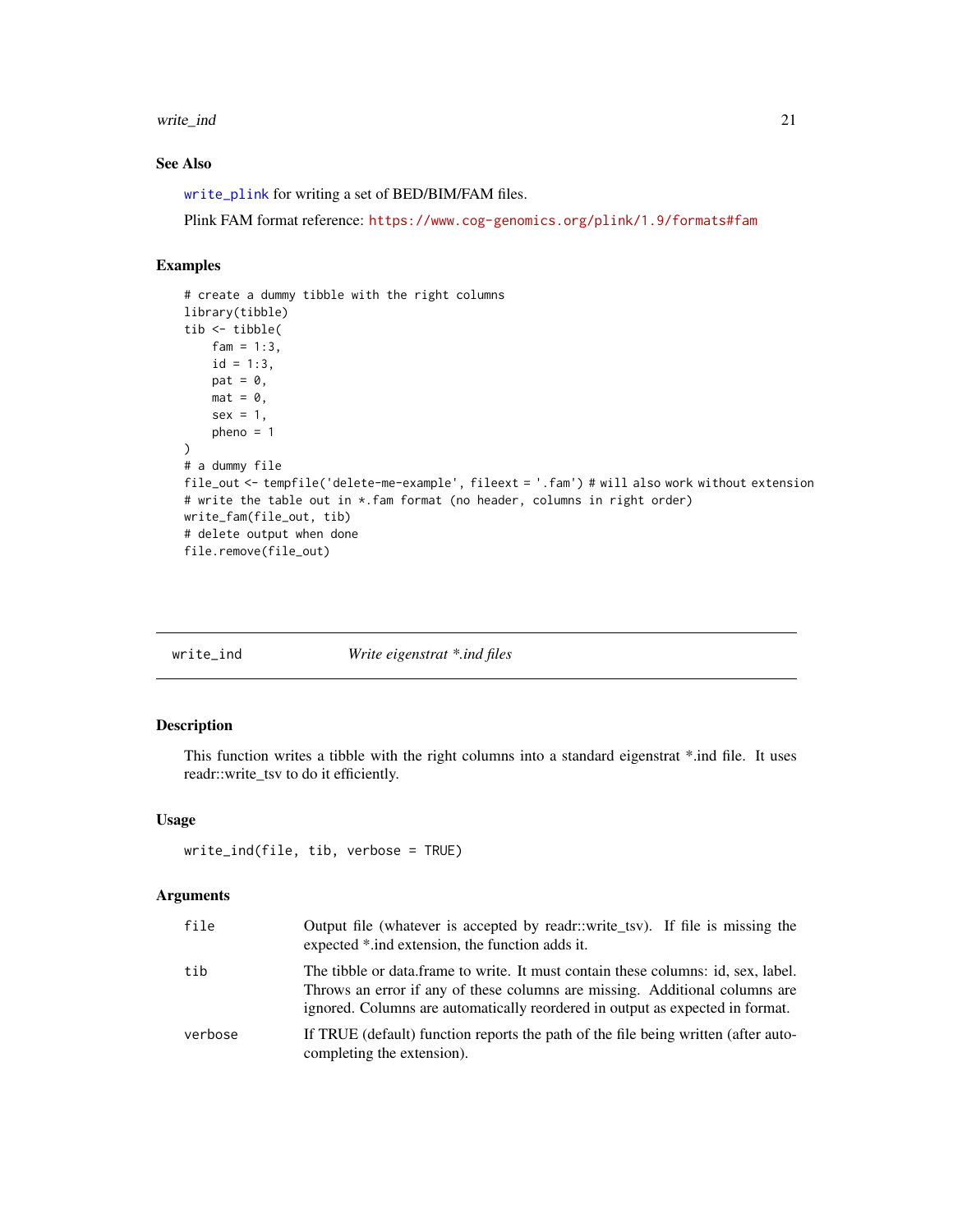### See Also

`write_plink` for writing a set of BED/BIM/FAM files.

Plink FAM format reference: https://www.cog-genomics.org/plink/1.9/formats#fam

### Examples

```
# create a dummy tibble with the right columns
library(tibble)
tib <- tibble(
    fam = 1:3,
    id = 1:3,
    pat = 0,
    mat = 0,
    sex = 1,
    pheno = 1
)
# a dummy file
file_out <- tempfile('delete-me-example', fileext = '.fam') # will also work without extension
# write the table out in *.fam format (no header, columns in right order)
write_fam(file_out, tib)
# delete output when done
file.remove(file_out)
```

---

## write_ind — *Write eigenstrat *.ind files*

### Description

This function writes a tibble with the right columns into a standard eigenstrat *.ind file. It uses readr::write_tsv to do it efficiently.

### Usage

```
write_ind(file, tib, verbose = TRUE)
```

### Arguments

| | |
|---|---|
| `file` | Output file (whatever is accepted by readr::write_tsv). If file is missing the expected *.ind extension, the function adds it. |
| `tib` | The tibble or data.frame to write. It must contain these columns: id, sex, label. Throws an error if any of these columns are missing. Additional columns are ignored. Columns are automatically reordered in output as expected in format. |
| `verbose` | If TRUE (default) function reports the path of the file being written (after autocompleting the extension). |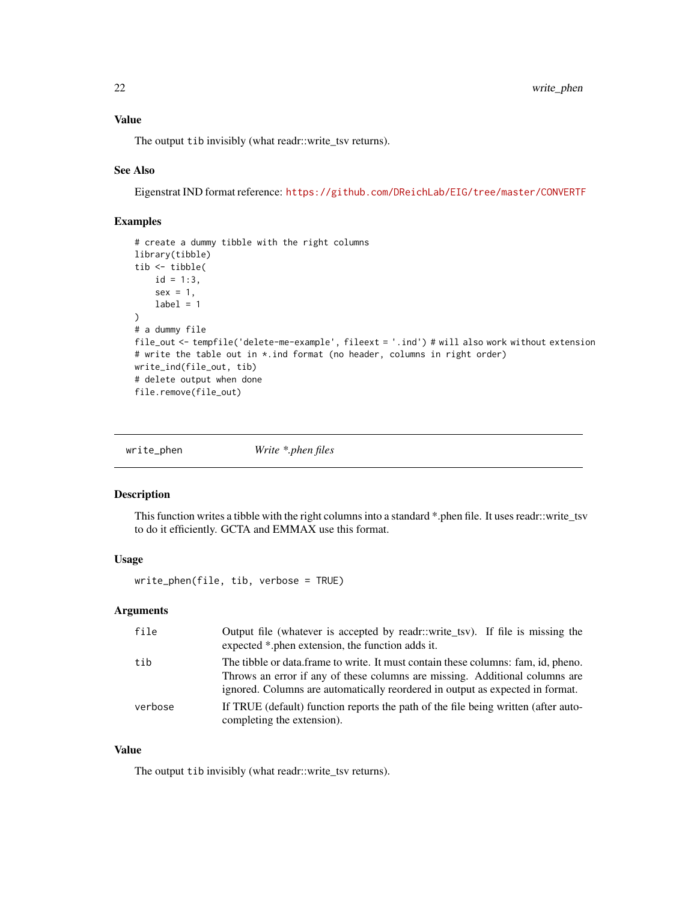### Value

The output tib invisibly (what readr::write_tsv returns).

### See Also

Eigenstrat IND format reference: https://github.com/DReichLab/EIG/tree/master/CONVERTF

### Examples

```
# create a dummy tibble with the right columns
library(tibble)
tib <- tibble(
    id = 1:3,
    sex = 1,
    label = 1
)
# a dummy file
file_out <- tempfile('delete-me-example', fileext = '.ind') # will also work without extension
# write the table out in *.ind format (no header, columns in right order)
write_ind(file_out, tib)
# delete output when done
file.remove(file_out)
```

---

## write_phen — *Write *.phen files*

### Description

This function writes a tibble with the right columns into a standard *.phen file. It uses readr::write_tsv to do it efficiently. GCTA and EMMAX use this format.

### Usage

```
write_phen(file, tib, verbose = TRUE)
```

### Arguments

| | |
|---|---|
| file | Output file (whatever is accepted by readr::write_tsv). If file is missing the expected *.phen extension, the function adds it. |
| tib | The tibble or data.frame to write. It must contain these columns: fam, id, pheno. Throws an error if any of these columns are missing. Additional columns are ignored. Columns are automatically reordered in output as expected in format. |
| verbose | If TRUE (default) function reports the path of the file being written (after autocompleting the extension). |

### Value

The output tib invisibly (what readr::write_tsv returns).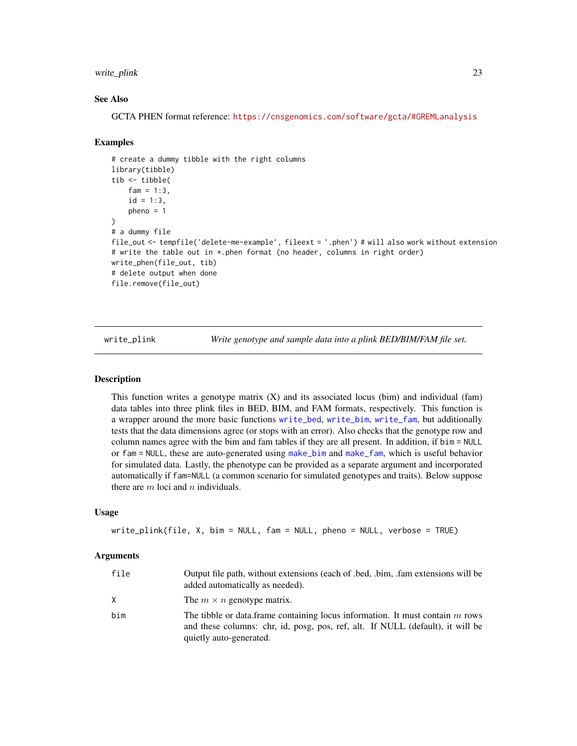## See Also

GCTA PHEN format reference: https://cnsgenomics.com/software/gcta/#GREMLanalysis

## Examples

```
# create a dummy tibble with the right columns
library(tibble)
tib <- tibble(
    fam = 1:3,
    id = 1:3,
    pheno = 1
)
# a dummy file
file_out <- tempfile('delete-me-example', fileext = '.phen') # will also work without extension
# write the table out in *.phen format (no header, columns in right order)
write_phen(file_out, tib)
# delete output when done
file.remove(file_out)
```

---

# write_plink — *Write genotype and sample data into a plink BED/BIM/FAM file set.*

## Description

This function writes a genotype matrix (X) and its associated locus (bim) and individual (fam) data tables into three plink files in BED, BIM, and FAM formats, respectively. This function is a wrapper around the more basic functions write_bed, write_bim, write_fam, but additionally tests that the data dimensions agree (or stops with an error). Also checks that the genotype row and column names agree with the bim and fam tables if they are all present. In addition, if `bim = NULL` or `fam = NULL`, these are auto-generated using make_bim and make_fam, which is useful behavior for simulated data. Lastly, the phenotype can be provided as a separate argument and incorporated automatically if `fam=NULL` (a common scenario for simulated genotypes and traits). Below suppose there are $m$ loci and $n$ individuals.

## Usage

```
write_plink(file, X, bim = NULL, fam = NULL, pheno = NULL, verbose = TRUE)
```

## Arguments

| | |
|---|---|
| file | Output file path, without extensions (each of .bed, .bim, .fam extensions will be added automatically as needed). |
| X | The $m \times n$ genotype matrix. |
| bim | The tibble or data.frame containing locus information. It must contain $m$ rows and these columns: chr, id, posg, pos, ref, alt. If NULL (default), it will be quietly auto-generated. |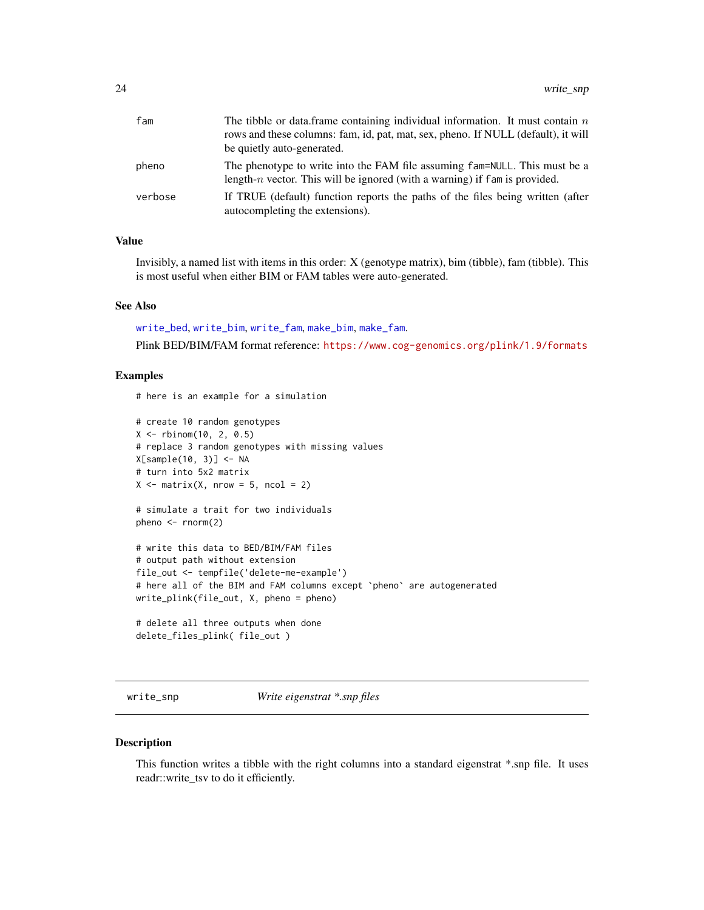| | |
|---|---|
| fam | The tibble or data.frame containing individual information. It must contain $n$ rows and these columns: fam, id, pat, mat, sex, pheno. If NULL (default), it will be quietly auto-generated. |
| pheno | The phenotype to write into the FAM file assuming `fam=NULL`. This must be a length-$n$ vector. This will be ignored (with a warning) if `fam` is provided. |
| verbose | If TRUE (default) function reports the paths of the files being written (after autocompleting the extensions). |

### Value

Invisibly, a named list with items in this order: X (genotype matrix), bim (tibble), fam (tibble). This is most useful when either BIM or FAM tables were auto-generated.

### See Also

`write_bed`, `write_bim`, `write_fam`, `make_bim`, `make_fam`.

Plink BED/BIM/FAM format reference: https://www.cog-genomics.org/plink/1.9/formats

### Examples

```
# here is an example for a simulation

# create 10 random genotypes
X <- rbinom(10, 2, 0.5)
# replace 3 random genotypes with missing values
X[sample(10, 3)] <- NA
# turn into 5x2 matrix
X <- matrix(X, nrow = 5, ncol = 2)

# simulate a trait for two individuals
pheno <- rnorm(2)

# write this data to BED/BIM/FAM files
# output path without extension
file_out <- tempfile('delete-me-example')
# here all of the BIM and FAM columns except `pheno` are autogenerated
write_plink(file_out, X, pheno = pheno)

# delete all three outputs when done
delete_files_plink( file_out )
```

---

## write_snp    *Write eigenstrat *.snp files*

### Description

This function writes a tibble with the right columns into a standard eigenstrat *.snp file. It uses readr::write_tsv to do it efficiently.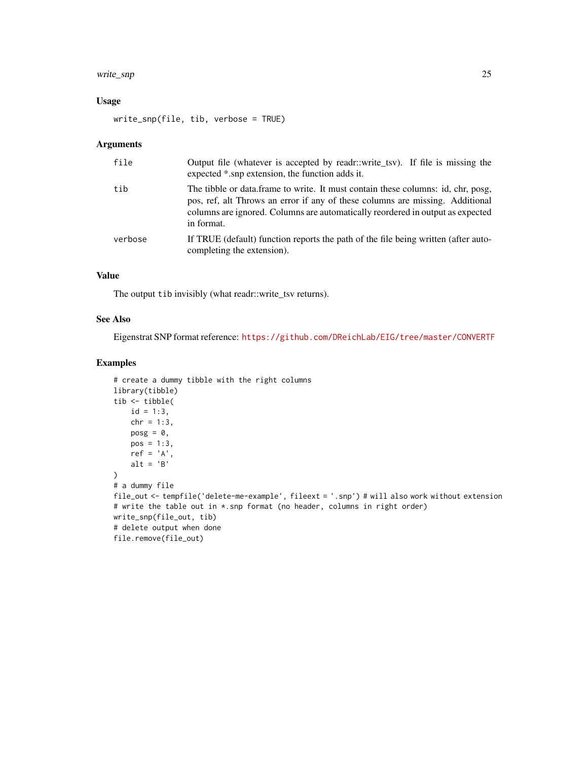## Usage

```
write_snp(file, tib, verbose = TRUE)
```

## Arguments

| | |
|---|---|
| `file` | Output file (whatever is accepted by readr::write_tsv). If file is missing the expected *.snp extension, the function adds it. |
| `tib` | The tibble or data.frame to write. It must contain these columns: id, chr, posg, pos, ref, alt Throws an error if any of these columns are missing. Additional columns are ignored. Columns are automatically reordered in output as expected in format. |
| `verbose` | If TRUE (default) function reports the path of the file being written (after autocompleting the extension). |

## Value

The output `tib` invisibly (what readr::write_tsv returns).

## See Also

Eigenstrat SNP format reference: https://github.com/DReichLab/EIG/tree/master/CONVERTF

## Examples

```
# create a dummy tibble with the right columns
library(tibble)
tib <- tibble(
    id = 1:3,
    chr = 1:3,
    posg = 0,
    pos = 1:3,
    ref = 'A',
    alt = 'B'
)
# a dummy file
file_out <- tempfile('delete-me-example', fileext = '.snp') # will also work without extension
# write the table out in *.snp format (no header, columns in right order)
write_snp(file_out, tib)
# delete output when done
file.remove(file_out)
```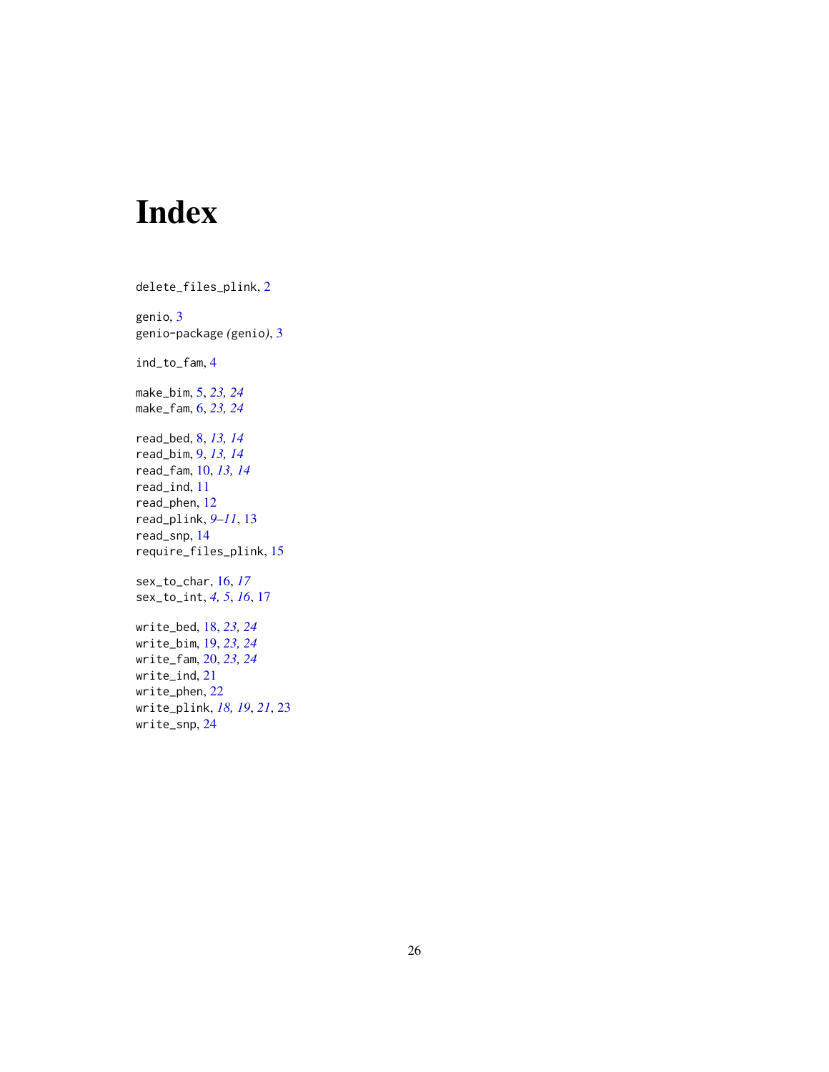# Index

delete_files_plink, 2

genio, 3
genio-package (genio), 3

ind_to_fam, 4

make_bim, 5, *23, 24*
make_fam, 6, *23, 24*

read_bed, 8, *13, 14*
read_bim, 9, *13, 14*
read_fam, 10, *13, 14*
read_ind, 11
read_phen, 12
read_plink, *9–11*, 13
read_snp, 14
require_files_plink, 15

sex_to_char, 16, *17*
sex_to_int, *4, 5*, *16*, 17

write_bed, 18, *23, 24*
write_bim, 19, *23, 24*
write_fam, 20, *23, 24*
write_ind, 21
write_phen, 22
write_plink, *18, 19*, *21*, 23
write_snp, 24